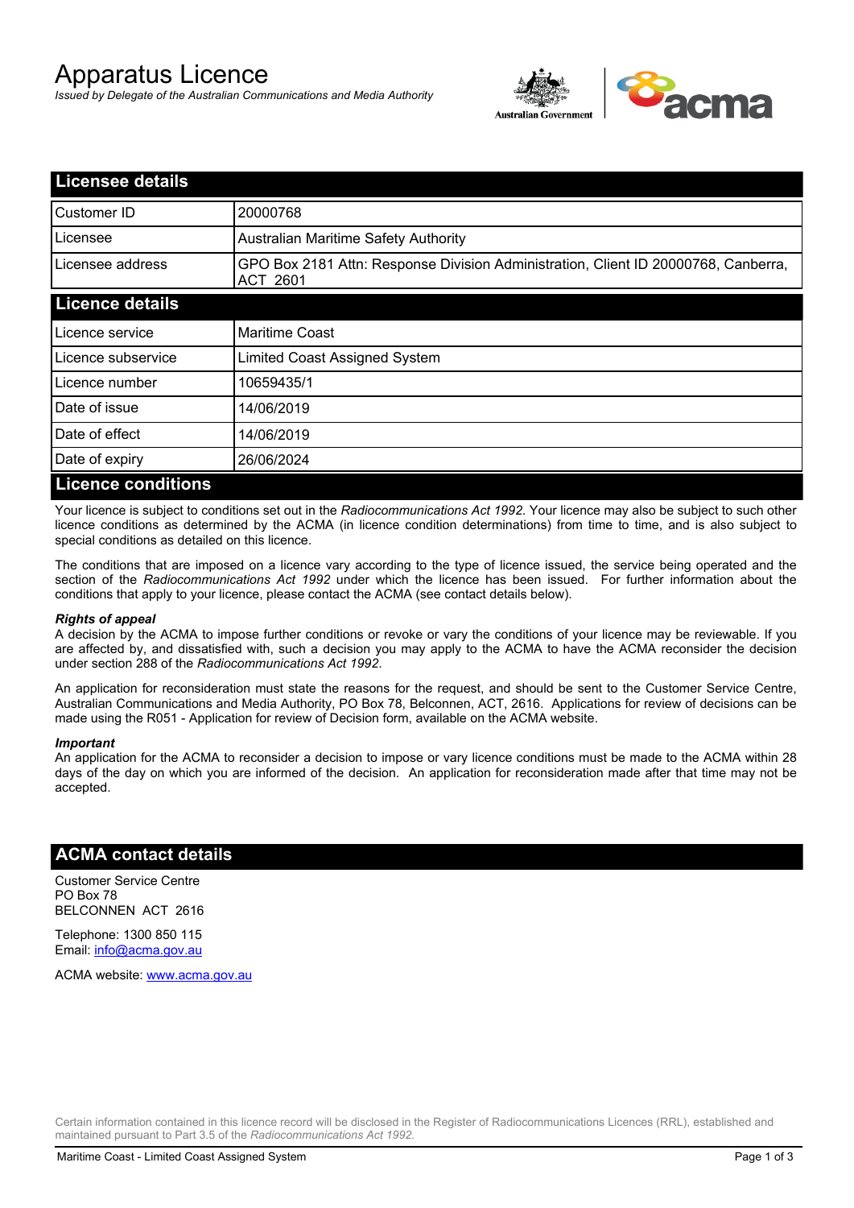# Apparatus Licence

*Issued by Delegate of the Australian Communications and Media Authority*

## Licensee details

| | |
|---|---|
| Customer ID | 20000768 |
| Licensee | Australian Maritime Safety Authority |
| Licensee address | GPO Box 2181 Attn: Response Division Administration, Client ID 20000768, Canberra, ACT 2601 |

## Licence details

| | |
|---|---|
| Licence service | Maritime Coast |
| Licence subservice | Limited Coast Assigned System |
| Licence number | 10659435/1 |
| Date of issue | 14/06/2019 |
| Date of effect | 14/06/2019 |
| Date of expiry | 26/06/2024 |

## Licence conditions

Your licence is subject to conditions set out in the *Radiocommunications Act 1992*. Your licence may also be subject to such other licence conditions as determined by the ACMA (in licence condition determinations) from time to time, and is also subject to special conditions as detailed on this licence.

The conditions that are imposed on a licence vary according to the type of licence issued, the service being operated and the section of the *Radiocommunications Act 1992* under which the licence has been issued. For further information about the conditions that apply to your licence, please contact the ACMA (see contact details below).

***Rights of appeal***

A decision by the ACMA to impose further conditions or revoke or vary the conditions of your licence may be reviewable. If you are affected by, and dissatisfied with, such a decision you may apply to the ACMA to have the ACMA reconsider the decision under section 288 of the *Radiocommunications Act 1992*.

An application for reconsideration must state the reasons for the request, and should be sent to the Customer Service Centre, Australian Communications and Media Authority, PO Box 78, Belconnen, ACT, 2616. Applications for review of decisions can be made using the R051 - Application for review of Decision form, available on the ACMA website.

***Important***

An application for the ACMA to reconsider a decision to impose or vary licence conditions must be made to the ACMA within 28 days of the day on which you are informed of the decision. An application for reconsideration made after that time may not be accepted.

## ACMA contact details

Customer Service Centre
PO Box 78
BELCONNEN ACT 2616

Telephone: 1300 850 115
Email: info@acma.gov.au

ACMA website: www.acma.gov.au

Certain information contained in this licence record will be disclosed in the Register of Radiocommunications Licences (RRL), established and maintained pursuant to Part 3.5 of the *Radiocommunications Act 1992.*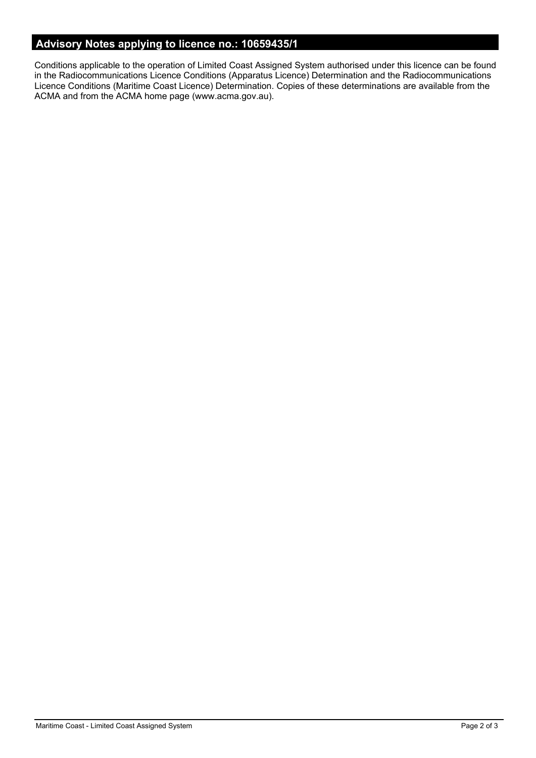## Advisory Notes applying to licence no.: 10659435/1

Conditions applicable to the operation of Limited Coast Assigned System authorised under this licence can be found in the Radiocommunications Licence Conditions (Apparatus Licence) Determination and the Radiocommunications Licence Conditions (Maritime Coast Licence) Determination. Copies of these determinations are available from the ACMA and from the ACMA home page (www.acma.gov.au).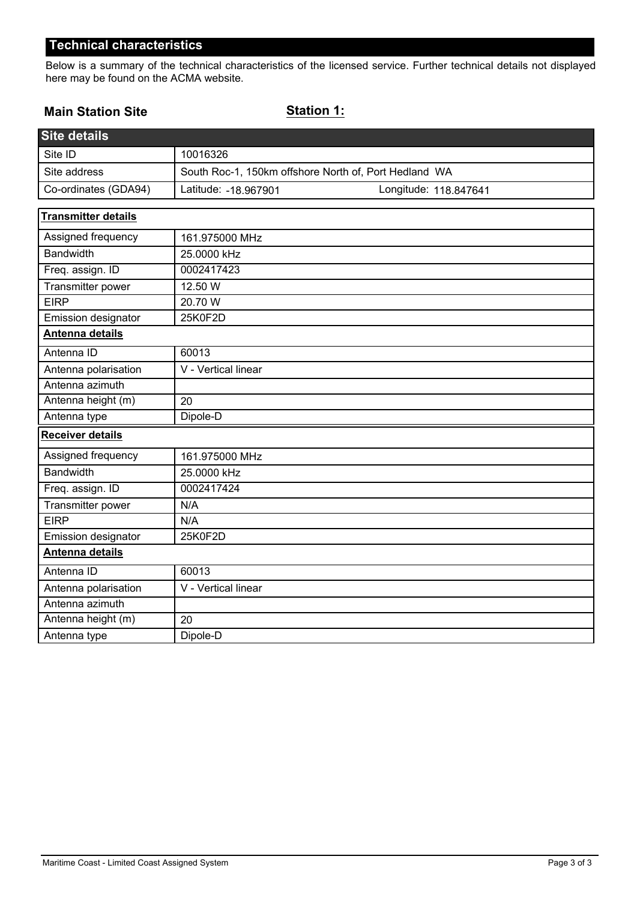## Technical characteristics

Below is a summary of the technical characteristics of the licensed service. Further technical details not displayed here may be found on the ACMA website.

**Main Station Site** **Station 1:**

| Site details | |
|---|---|
| Site ID | 10016326 |
| Site address | South Roc-1, 150km offshore North of, Port Hedland WA |
| Co-ordinates (GDA94) | Latitude: -18.967901 Longitude: 118.847641 |

| | |
|---|---|
| **Transmitter details** | |
| Assigned frequency | 161.975000 MHz |
| Bandwidth | 25.0000 kHz |
| Freq. assign. ID | 0002417423 |
| Transmitter power | 12.50 W |
| EIRP | 20.70 W |
| Emission designator | 25K0F2D |
| **Antenna details** | |
| Antenna ID | 60013 |
| Antenna polarisation | V - Vertical linear |
| Antenna azimuth | |
| Antenna height (m) | 20 |
| Antenna type | Dipole-D |
| **Receiver details** | |
| Assigned frequency | 161.975000 MHz |
| Bandwidth | 25.0000 kHz |
| Freq. assign. ID | 0002417424 |
| Transmitter power | N/A |
| EIRP | N/A |
| Emission designator | 25K0F2D |
| **Antenna details** | |
| Antenna ID | 60013 |
| Antenna polarisation | V - Vertical linear |
| Antenna azimuth | |
| Antenna height (m) | 20 |
| Antenna type | Dipole-D |

Maritime Coast - Limited Coast Assigned System